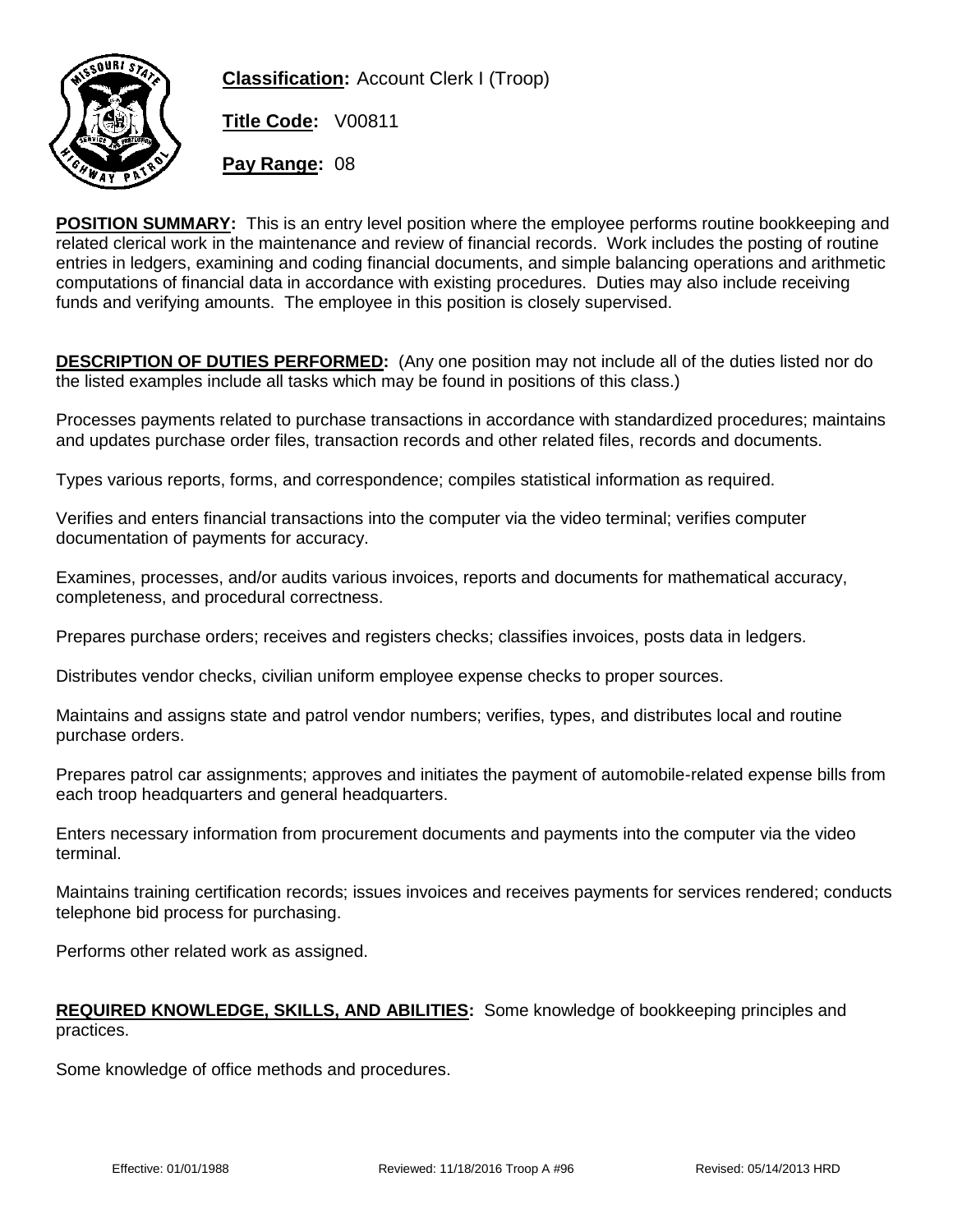**Classification:** Account Clerk I (Troop)

**Title Code:** V00811

**Pay Range:** 08

**POSITION SUMMARY:** This is an entry level position where the employee performs routine bookkeeping and related clerical work in the maintenance and review of financial records. Work includes the posting of routine entries in ledgers, examining and coding financial documents, and simple balancing operations and arithmetic computations of financial data in accordance with existing procedures. Duties may also include receiving funds and verifying amounts. The employee in this position is closely supervised.

**DESCRIPTION OF DUTIES PERFORMED:** (Any one position may not include all of the duties listed nor do the listed examples include all tasks which may be found in positions of this class.)

Processes payments related to purchase transactions in accordance with standardized procedures; maintains and updates purchase order files, transaction records and other related files, records and documents.

Types various reports, forms, and correspondence; compiles statistical information as required.

Verifies and enters financial transactions into the computer via the video terminal; verifies computer documentation of payments for accuracy.

Examines, processes, and/or audits various invoices, reports and documents for mathematical accuracy, completeness, and procedural correctness.

Prepares purchase orders; receives and registers checks; classifies invoices, posts data in ledgers.

Distributes vendor checks, civilian uniform employee expense checks to proper sources.

Maintains and assigns state and patrol vendor numbers; verifies, types, and distributes local and routine purchase orders.

Prepares patrol car assignments; approves and initiates the payment of automobile-related expense bills from each troop headquarters and general headquarters.

Enters necessary information from procurement documents and payments into the computer via the video terminal.

Maintains training certification records; issues invoices and receives payments for services rendered; conducts telephone bid process for purchasing.

Performs other related work as assigned.

**REQUIRED KNOWLEDGE, SKILLS, AND ABILITIES:** Some knowledge of bookkeeping principles and practices.

Some knowledge of office methods and procedures.

Effective: 01/01/1988 Reviewed: 11/18/2016 Troop A #96 Revised: 05/14/2013 HRD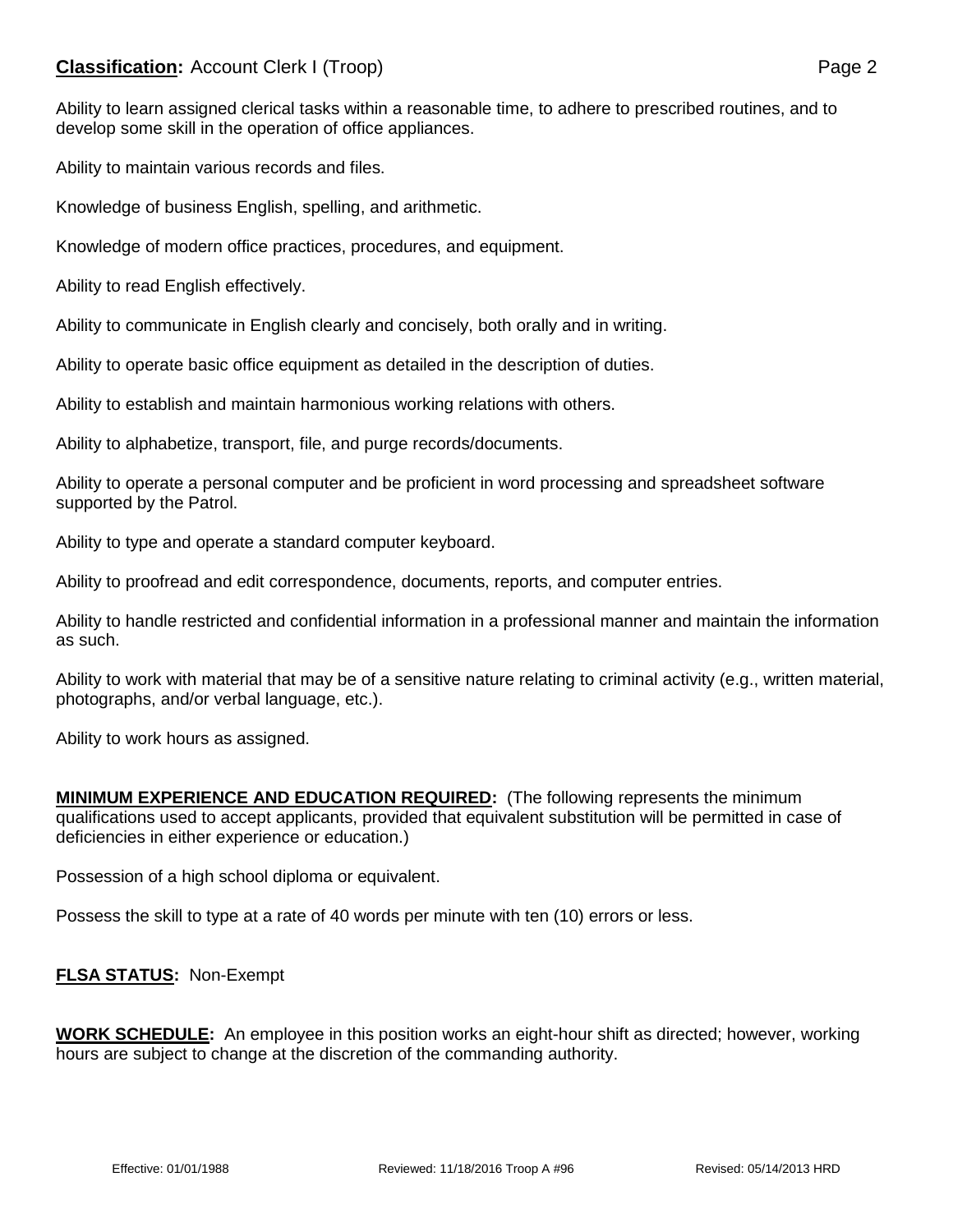Ability to learn assigned clerical tasks within a reasonable time, to adhere to prescribed routines, and to develop some skill in the operation of office appliances.

Ability to maintain various records and files.

Knowledge of business English, spelling, and arithmetic.

Knowledge of modern office practices, procedures, and equipment.

Ability to read English effectively.

Ability to communicate in English clearly and concisely, both orally and in writing.

Ability to operate basic office equipment as detailed in the description of duties.

Ability to establish and maintain harmonious working relations with others.

Ability to alphabetize, transport, file, and purge records/documents.

Ability to operate a personal computer and be proficient in word processing and spreadsheet software supported by the Patrol.

Ability to type and operate a standard computer keyboard.

Ability to proofread and edit correspondence, documents, reports, and computer entries.

Ability to handle restricted and confidential information in a professional manner and maintain the information as such.

Ability to work with material that may be of a sensitive nature relating to criminal activity (e.g., written material, photographs, and/or verbal language, etc.).

Ability to work hours as assigned.

**MINIMUM EXPERIENCE AND EDUCATION REQUIRED:** (The following represents the minimum qualifications used to accept applicants, provided that equivalent substitution will be permitted in case of deficiencies in either experience or education.)

Possession of a high school diploma or equivalent.

Possess the skill to type at a rate of 40 words per minute with ten (10) errors or less.

**FLSA STATUS:** Non-Exempt

**WORK SCHEDULE:** An employee in this position works an eight-hour shift as directed; however, working hours are subject to change at the discretion of the commanding authority.

Effective: 01/01/1988 Reviewed: 11/18/2016 Troop A #96 Revised: 05/14/2013 HRD